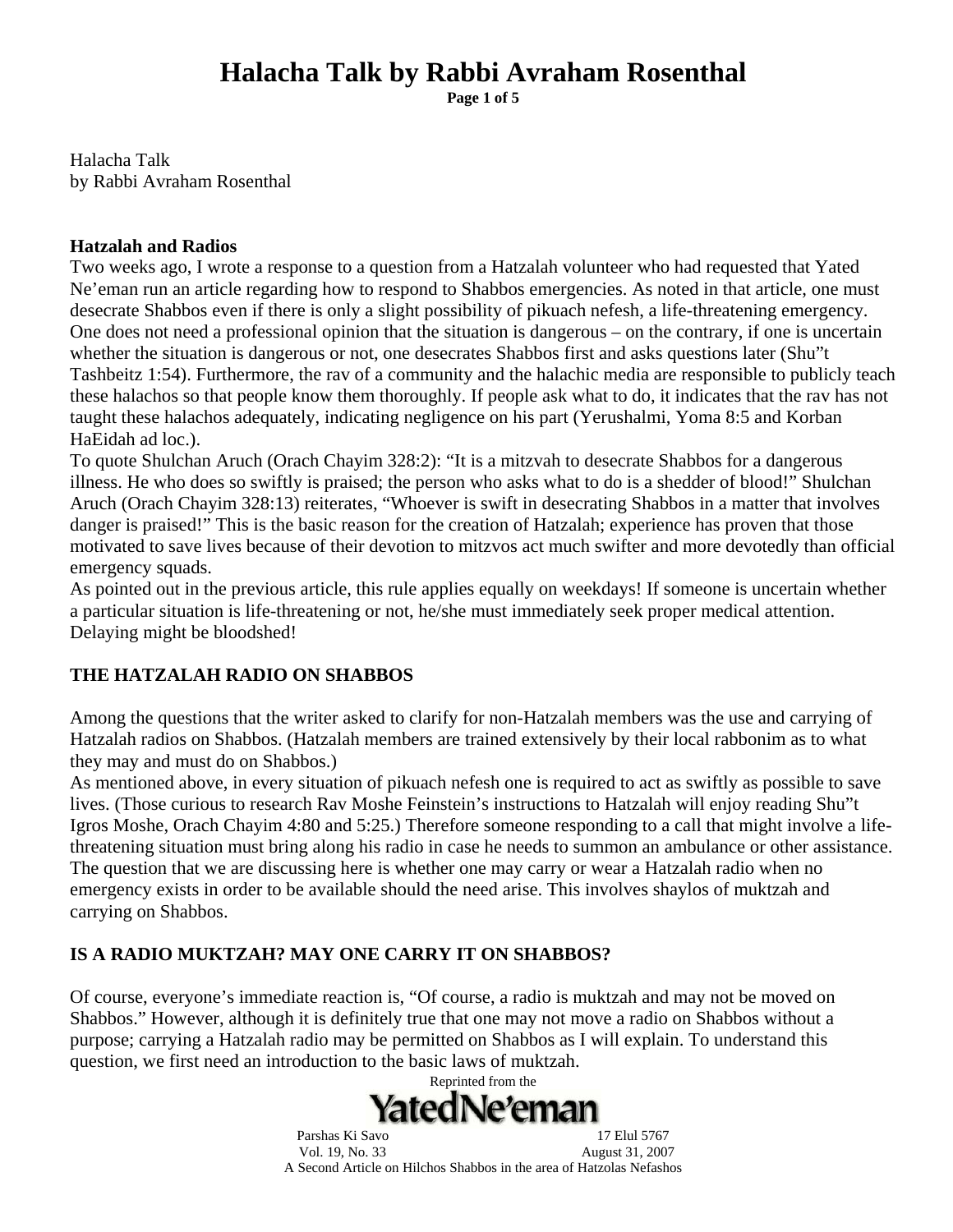Halacha Talk
by Rabbi Avraham Rosenthal

**Hatzalah and Radios**

Two weeks ago, I wrote a response to a question from a Hatzalah volunteer who had requested that Yated Ne'eman run an article regarding how to respond to Shabbos emergencies. As noted in that article, one must desecrate Shabbos even if there is only a slight possibility of pikuach nefesh, a life-threatening emergency. One does not need a professional opinion that the situation is dangerous – on the contrary, if one is uncertain whether the situation is dangerous or not, one desecrates Shabbos first and asks questions later (Shu"t Tashbeitz 1:54). Furthermore, the rav of a community and the halachic media are responsible to publicly teach these halachos so that people know them thoroughly. If people ask what to do, it indicates that the rav has not taught these halachos adequately, indicating negligence on his part (Yerushalmi, Yoma 8:5 and Korban HaEidah ad loc.).

To quote Shulchan Aruch (Orach Chayim 328:2): "It is a mitzvah to desecrate Shabbos for a dangerous illness. He who does so swiftly is praised; the person who asks what to do is a shedder of blood!" Shulchan Aruch (Orach Chayim 328:13) reiterates, "Whoever is swift in desecrating Shabbos in a matter that involves danger is praised!" This is the basic reason for the creation of Hatzalah; experience has proven that those motivated to save lives because of their devotion to mitzvos act much swifter and more devotedly than official emergency squads.

As pointed out in the previous article, this rule applies equally on weekdays! If someone is uncertain whether a particular situation is life-threatening or not, he/she must immediately seek proper medical attention. Delaying might be bloodshed!

**THE HATZALAH RADIO ON SHABBOS**

Among the questions that the writer asked to clarify for non-Hatzalah members was the use and carrying of Hatzalah radios on Shabbos. (Hatzalah members are trained extensively by their local rabbonim as to what they may and must do on Shabbos.)

As mentioned above, in every situation of pikuach nefesh one is required to act as swiftly as possible to save lives. (Those curious to research Rav Moshe Feinstein's instructions to Hatzalah will enjoy reading Shu"t Igros Moshe, Orach Chayim 4:80 and 5:25.) Therefore someone responding to a call that might involve a life-threatening situation must bring along his radio in case he needs to summon an ambulance or other assistance. The question that we are discussing here is whether one may carry or wear a Hatzalah radio when no emergency exists in order to be available should the need arise. This involves shaylos of muktzah and carrying on Shabbos.

**IS A RADIO MUKTZAH? MAY ONE CARRY IT ON SHABBOS?**

Of course, everyone's immediate reaction is, "Of course, a radio is muktzah and may not be moved on Shabbos." However, although it is definitely true that one may not move a radio on Shabbos without a purpose; carrying a Hatzalah radio may be permitted on Shabbos as I will explain. To understand this question, we first need an introduction to the basic laws of muktzah.

Reprinted from the Yated Ne'eman

Parshas Ki Savo 17 Elul 5767
Vol. 19, No. 33 August 31, 2007
A Second Article on Hilchos Shabbos in the area of Hatzolas Nefashos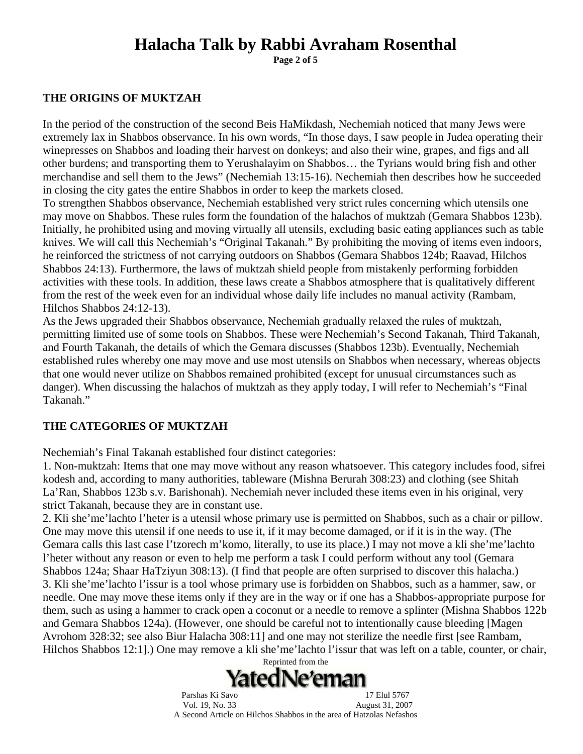## THE ORIGINS OF MUKTZAH

In the period of the construction of the second Beis HaMikdash, Nechemiah noticed that many Jews were extremely lax in Shabbos observance. In his own words, "In those days, I saw people in Judea operating their winepresses on Shabbos and loading their harvest on donkeys; and also their wine, grapes, and figs and all other burdens; and transporting them to Yerushalayim on Shabbos… the Tyrians would bring fish and other merchandise and sell them to the Jews" (Nechemiah 13:15-16). Nechemiah then describes how he succeeded in closing the city gates the entire Shabbos in order to keep the markets closed.

To strengthen Shabbos observance, Nechemiah established very strict rules concerning which utensils one may move on Shabbos. These rules form the foundation of the halachos of muktzah (Gemara Shabbos 123b). Initially, he prohibited using and moving virtually all utensils, excluding basic eating appliances such as table knives. We will call this Nechemiah's "Original Takanah." By prohibiting the moving of items even indoors, he reinforced the strictness of not carrying outdoors on Shabbos (Gemara Shabbos 124b; Raavad, Hilchos Shabbos 24:13). Furthermore, the laws of muktzah shield people from mistakenly performing forbidden activities with these tools. In addition, these laws create a Shabbos atmosphere that is qualitatively different from the rest of the week even for an individual whose daily life includes no manual activity (Rambam, Hilchos Shabbos 24:12-13).

As the Jews upgraded their Shabbos observance, Nechemiah gradually relaxed the rules of muktzah, permitting limited use of some tools on Shabbos. These were Nechemiah's Second Takanah, Third Takanah, and Fourth Takanah, the details of which the Gemara discusses (Shabbos 123b). Eventually, Nechemiah established rules whereby one may move and use most utensils on Shabbos when necessary, whereas objects that one would never utilize on Shabbos remained prohibited (except for unusual circumstances such as danger). When discussing the halachos of muktzah as they apply today, I will refer to Nechemiah's "Final Takanah."

## THE CATEGORIES OF MUKTZAH

Nechemiah's Final Takanah established four distinct categories:

1. Non-muktzah: Items that one may move without any reason whatsoever. This category includes food, sifrei kodesh and, according to many authorities, tableware (Mishna Berurah 308:23) and clothing (see Shitah La'Ran, Shabbos 123b s.v. Barishonah). Nechemiah never included these items even in his original, very strict Takanah, because they are in constant use.

2. Kli she'me'lachto l'heter is a utensil whose primary use is permitted on Shabbos, such as a chair or pillow. One may move this utensil if one needs to use it, if it may become damaged, or if it is in the way. (The Gemara calls this last case l'tzorech m'komo, literally, to use its place.) I may not move a kli she'me'lachto l'heter without any reason or even to help me perform a task I could perform without any tool (Gemara Shabbos 124a; Shaar HaTziyun 308:13). (I find that people are often surprised to discover this halacha.)

3. Kli she'me'lachto l'issur is a tool whose primary use is forbidden on Shabbos, such as a hammer, saw, or needle. One may move these items only if they are in the way or if one has a Shabbos-appropriate purpose for them, such as using a hammer to crack open a coconut or a needle to remove a splinter (Mishna Shabbos 122b and Gemara Shabbos 124a). (However, one should be careful not to intentionally cause bleeding [Magen Avrohom 328:32; see also Biur Halacha 308:11] and one may not sterilize the needle first [see Rambam, Hilchos Shabbos 12:1].) One may remove a kli she'me'lachto l'issur that was left on a table, counter, or chair,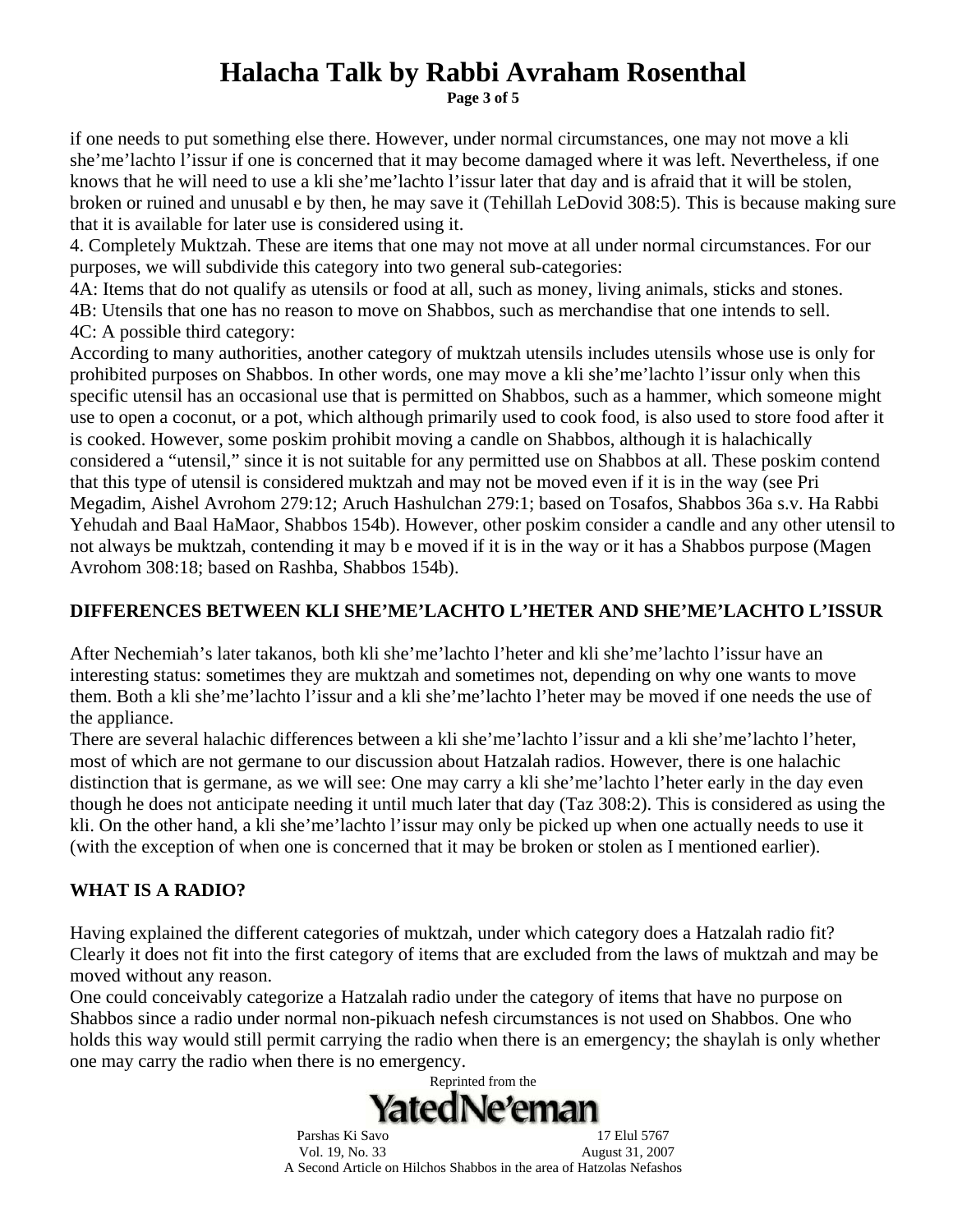if one needs to put something else there. However, under normal circumstances, one may not move a kli she'me'lachto l'issur if one is concerned that it may become damaged where it was left. Nevertheless, if one knows that he will need to use a kli she'me'lachto l'issur later that day and is afraid that it will be stolen, broken or ruined and unusabl e by then, he may save it (Tehillah LeDovid 308:5). This is because making sure that it is available for later use is considered using it.

4. Completely Muktzah. These are items that one may not move at all under normal circumstances. For our purposes, we will subdivide this category into two general sub-categories:

4A: Items that do not qualify as utensils or food at all, such as money, living animals, sticks and stones.

4B: Utensils that one has no reason to move on Shabbos, such as merchandise that one intends to sell.

4C: A possible third category:

According to many authorities, another category of muktzah utensils includes utensils whose use is only for prohibited purposes on Shabbos. In other words, one may move a kli she'me'lachto l'issur only when this specific utensil has an occasional use that is permitted on Shabbos, such as a hammer, which someone might use to open a coconut, or a pot, which although primarily used to cook food, is also used to store food after it is cooked. However, some poskim prohibit moving a candle on Shabbos, although it is halachically considered a "utensil," since it is not suitable for any permitted use on Shabbos at all. These poskim contend that this type of utensil is considered muktzah and may not be moved even if it is in the way (see Pri Megadim, Aishel Avrohom 279:12; Aruch Hashulchan 279:1; based on Tosafos, Shabbos 36a s.v. Ha Rabbi Yehudah and Baal HaMaor, Shabbos 154b). However, other poskim consider a candle and any other utensil to not always be muktzah, contending it may b e moved if it is in the way or it has a Shabbos purpose (Magen Avrohom 308:18; based on Rashba, Shabbos 154b).

## DIFFERENCES BETWEEN KLI SHE'ME'LACHTO L'HETER AND SHE'ME'LACHTO L'ISSUR

After Nechemiah's later takanos, both kli she'me'lachto l'heter and kli she'me'lachto l'issur have an interesting status: sometimes they are muktzah and sometimes not, depending on why one wants to move them. Both a kli she'me'lachto l'issur and a kli she'me'lachto l'heter may be moved if one needs the use of the appliance.

There are several halachic differences between a kli she'me'lachto l'issur and a kli she'me'lachto l'heter, most of which are not germane to our discussion about Hatzalah radios. However, there is one halachic distinction that is germane, as we will see: One may carry a kli she'me'lachto l'heter early in the day even though he does not anticipate needing it until much later that day (Taz 308:2). This is considered as using the kli. On the other hand, a kli she'me'lachto l'issur may only be picked up when one actually needs to use it (with the exception of when one is concerned that it may be broken or stolen as I mentioned earlier).

## WHAT IS A RADIO?

Having explained the different categories of muktzah, under which category does a Hatzalah radio fit? Clearly it does not fit into the first category of items that are excluded from the laws of muktzah and may be moved without any reason.

One could conceivably categorize a Hatzalah radio under the category of items that have no purpose on Shabbos since a radio under normal non-pikuach nefesh circumstances is not used on Shabbos. One who holds this way would still permit carrying the radio when there is an emergency; the shaylah is only whether one may carry the radio when there is no emergency.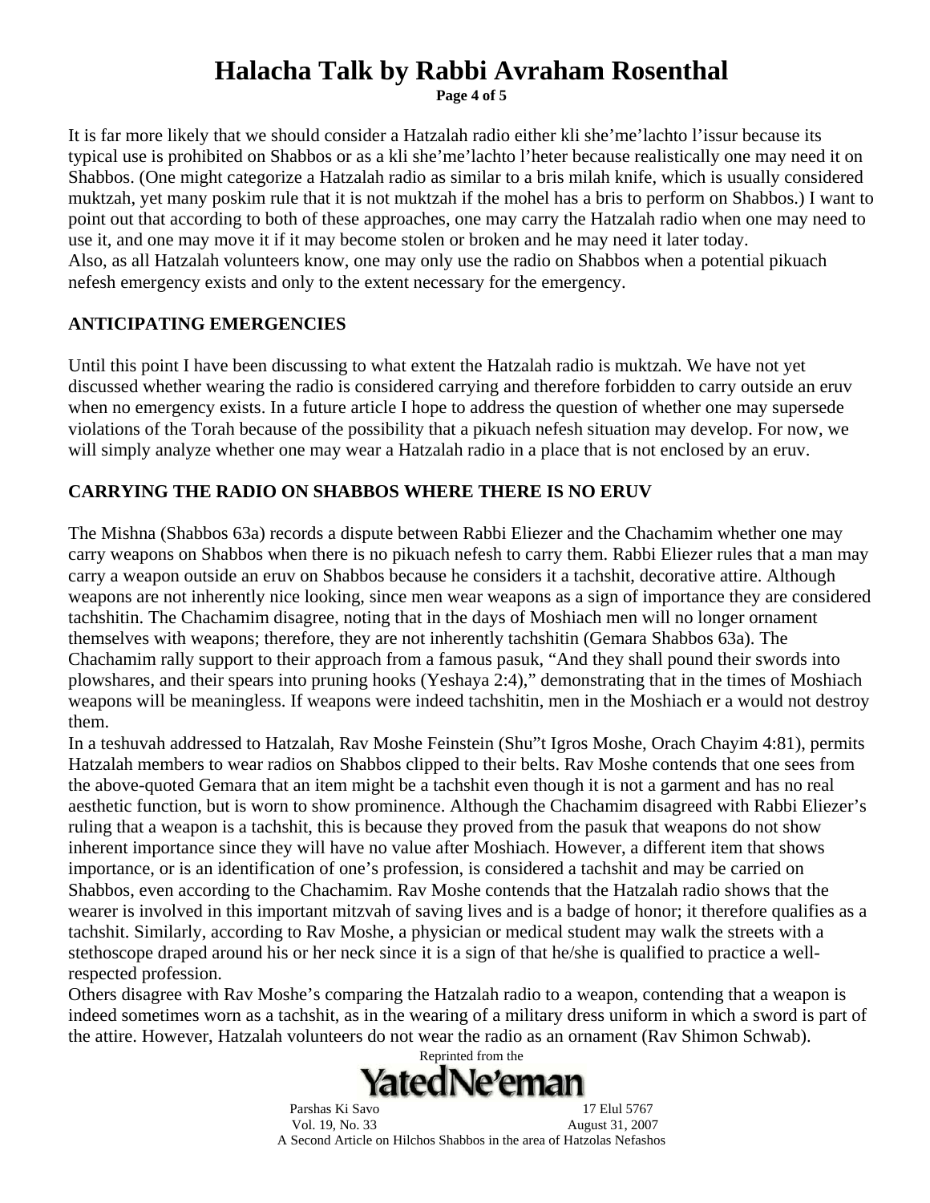It is far more likely that we should consider a Hatzalah radio either kli she'me'lachto l'issur because its typical use is prohibited on Shabbos or as a kli she'me'lachto l'heter because realistically one may need it on Shabbos. (One might categorize a Hatzalah radio as similar to a bris milah knife, which is usually considered muktzah, yet many poskim rule that it is not muktzah if the mohel has a bris to perform on Shabbos.) I want to point out that according to both of these approaches, one may carry the Hatzalah radio when one may need to use it, and one may move it if it may become stolen or broken and he may need it later today.
Also, as all Hatzalah volunteers know, one may only use the radio on Shabbos when a potential pikuach nefesh emergency exists and only to the extent necessary for the emergency.

## ANTICIPATING EMERGENCIES

Until this point I have been discussing to what extent the Hatzalah radio is muktzah. We have not yet discussed whether wearing the radio is considered carrying and therefore forbidden to carry outside an eruv when no emergency exists. In a future article I hope to address the question of whether one may supersede violations of the Torah because of the possibility that a pikuach nefesh situation may develop. For now, we will simply analyze whether one may wear a Hatzalah radio in a place that is not enclosed by an eruv.

## CARRYING THE RADIO ON SHABBOS WHERE THERE IS NO ERUV

The Mishna (Shabbos 63a) records a dispute between Rabbi Eliezer and the Chachamim whether one may carry weapons on Shabbos when there is no pikuach nefesh to carry them. Rabbi Eliezer rules that a man may carry a weapon outside an eruv on Shabbos because he considers it a tachshit, decorative attire. Although weapons are not inherently nice looking, since men wear weapons as a sign of importance they are considered tachshitin. The Chachamim disagree, noting that in the days of Moshiach men will no longer ornament themselves with weapons; therefore, they are not inherently tachshitin (Gemara Shabbos 63a). The Chachamim rally support to their approach from a famous pasuk, "And they shall pound their swords into plowshares, and their spears into pruning hooks (Yeshaya 2:4)," demonstrating that in the times of Moshiach weapons will be meaningless. If weapons were indeed tachshitin, men in the Moshiach er a would not destroy them.
In a teshuvah addressed to Hatzalah, Rav Moshe Feinstein (Shu"t Igros Moshe, Orach Chayim 4:81), permits Hatzalah members to wear radios on Shabbos clipped to their belts. Rav Moshe contends that one sees from the above-quoted Gemara that an item might be a tachshit even though it is not a garment and has no real aesthetic function, but is worn to show prominence. Although the Chachamim disagreed with Rabbi Eliezer's ruling that a weapon is a tachshit, this is because they proved from the pasuk that weapons do not show inherent importance since they will have no value after Moshiach. However, a different item that shows importance, or is an identification of one's profession, is considered a tachshit and may be carried on Shabbos, even according to the Chachamim. Rav Moshe contends that the Hatzalah radio shows that the wearer is involved in this important mitzvah of saving lives and is a badge of honor; it therefore qualifies as a tachshit. Similarly, according to Rav Moshe, a physician or medical student may walk the streets with a stethoscope draped around his or her neck since it is a sign of that he/she is qualified to practice a well-respected profession.
Others disagree with Rav Moshe's comparing the Hatzalah radio to a weapon, contending that a weapon is indeed sometimes worn as a tachshit, as in the wearing of a military dress uniform in which a sword is part of the attire. However, Hatzalah volunteers do not wear the radio as an ornament (Rav Shimon Schwab).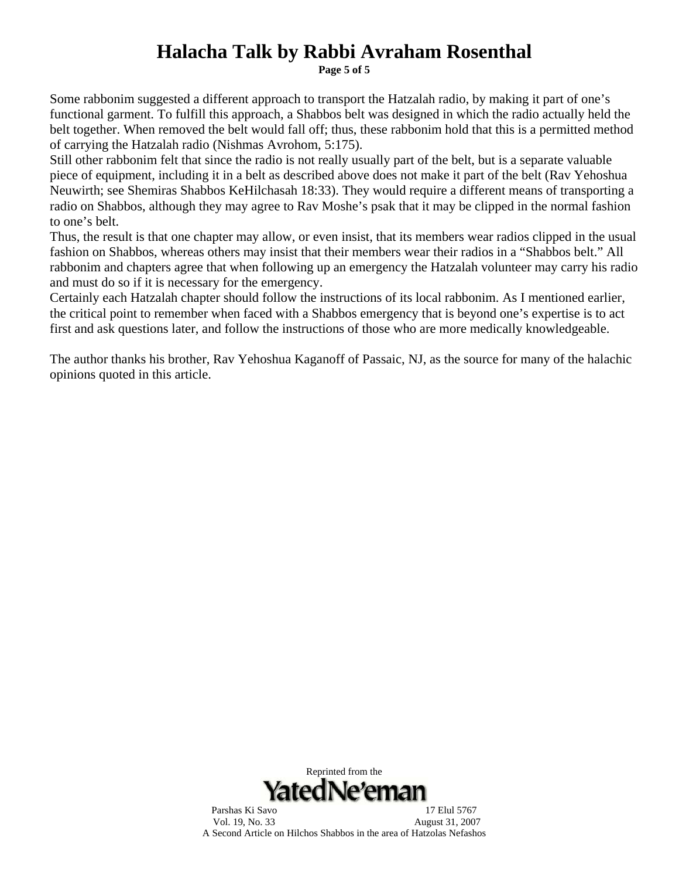Some rabbonim suggested a different approach to transport the Hatzalah radio, by making it part of one's functional garment. To fulfill this approach, a Shabbos belt was designed in which the radio actually held the belt together. When removed the belt would fall off; thus, these rabbonim hold that this is a permitted method of carrying the Hatzalah radio (Nishmas Avrohom, 5:175).

Still other rabbonim felt that since the radio is not really usually part of the belt, but is a separate valuable piece of equipment, including it in a belt as described above does not make it part of the belt (Rav Yehoshua Neuwirth; see Shemiras Shabbos KeHilchasah 18:33). They would require a different means of transporting a radio on Shabbos, although they may agree to Rav Moshe's psak that it may be clipped in the normal fashion to one's belt.

Thus, the result is that one chapter may allow, or even insist, that its members wear radios clipped in the usual fashion on Shabbos, whereas others may insist that their members wear their radios in a "Shabbos belt." All rabbonim and chapters agree that when following up an emergency the Hatzalah volunteer may carry his radio and must do so if it is necessary for the emergency.

Certainly each Hatzalah chapter should follow the instructions of its local rabbonim. As I mentioned earlier, the critical point to remember when faced with a Shabbos emergency that is beyond one's expertise is to act first and ask questions later, and follow the instructions of those who are more medically knowledgeable.

The author thanks his brother, Rav Yehoshua Kaganoff of Passaic, NJ, as the source for many of the halachic opinions quoted in this article.

Reprinted from the

**Yated Ne'eman**

Parshas Ki Savo — 17 Elul 5767

Vol. 19, No. 33 — August 31, 2007

A Second Article on Hilchos Shabbos in the area of Hatzolas Nefashos